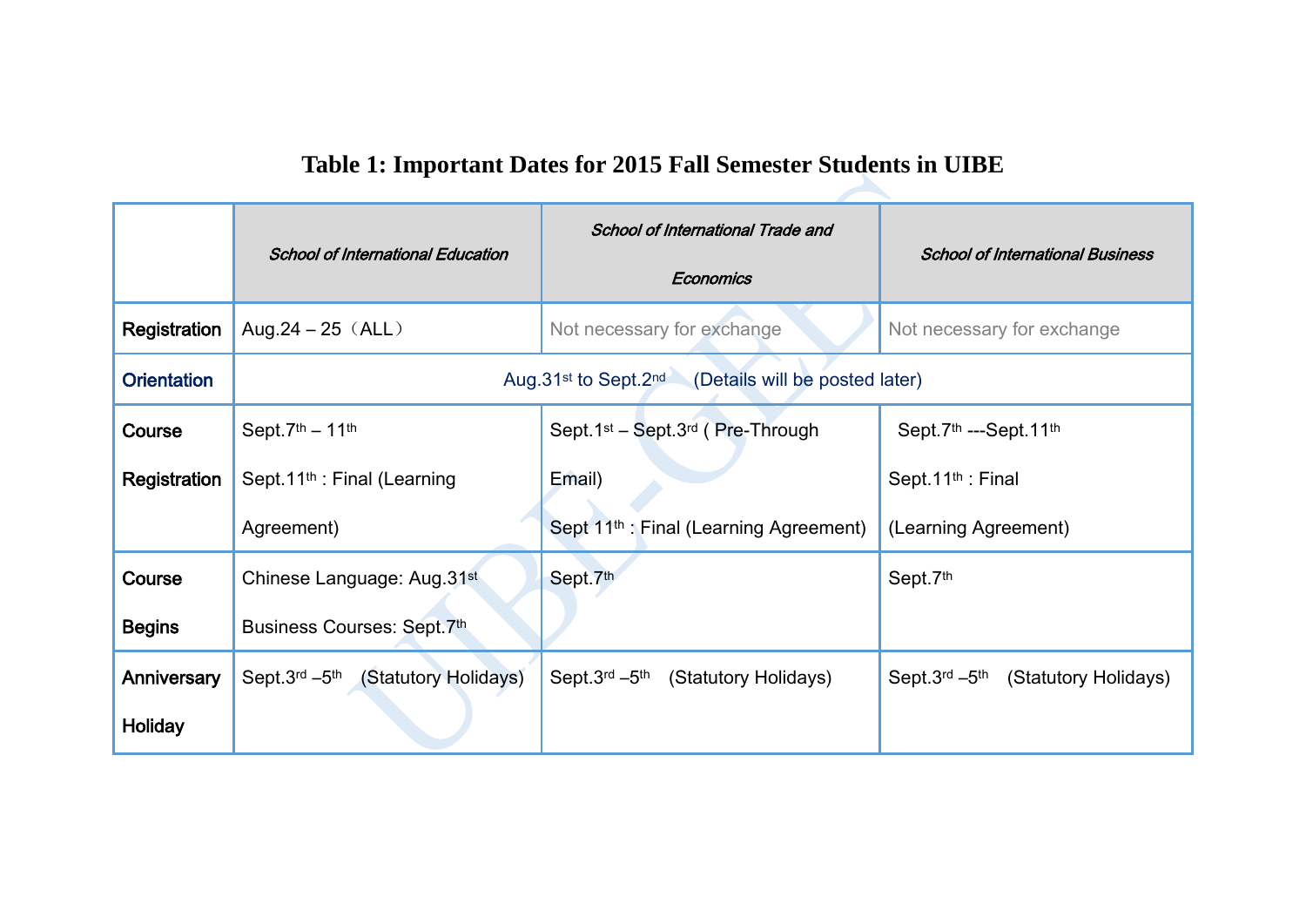**Table 1: Important Dates for 2015 Fall Semester Students in UIBE**

| | *School of International Education* | *School of International Trade and Economics* | *School of International Business* |
|---|---|---|---|
| **Registration** | Aug.24 – 25（ALL） | Not necessary for exchange | Not necessary for exchange |
| **Orientation** | Aug.31st to Sept.2nd (Details will be posted later) | | |
| **Course Registration** | Sept.7th – 11th<br>Sept.11th : Final (Learning Agreement) | Sept.1st – Sept.3rd ( Pre-Through Email)<br>Sept 11th : Final (Learning Agreement) | Sept.7th ---Sept.11th<br>Sept.11th : Final (Learning Agreement) |
| **Course Begins** | Chinese Language: Aug.31st<br>Business Courses: Sept.7th | Sept.7th | Sept.7th |
| **Anniversary Holiday** | Sept.3rd –5th (Statutory Holidays) | Sept.3rd –5th (Statutory Holidays) | Sept.3rd –5th (Statutory Holidays) |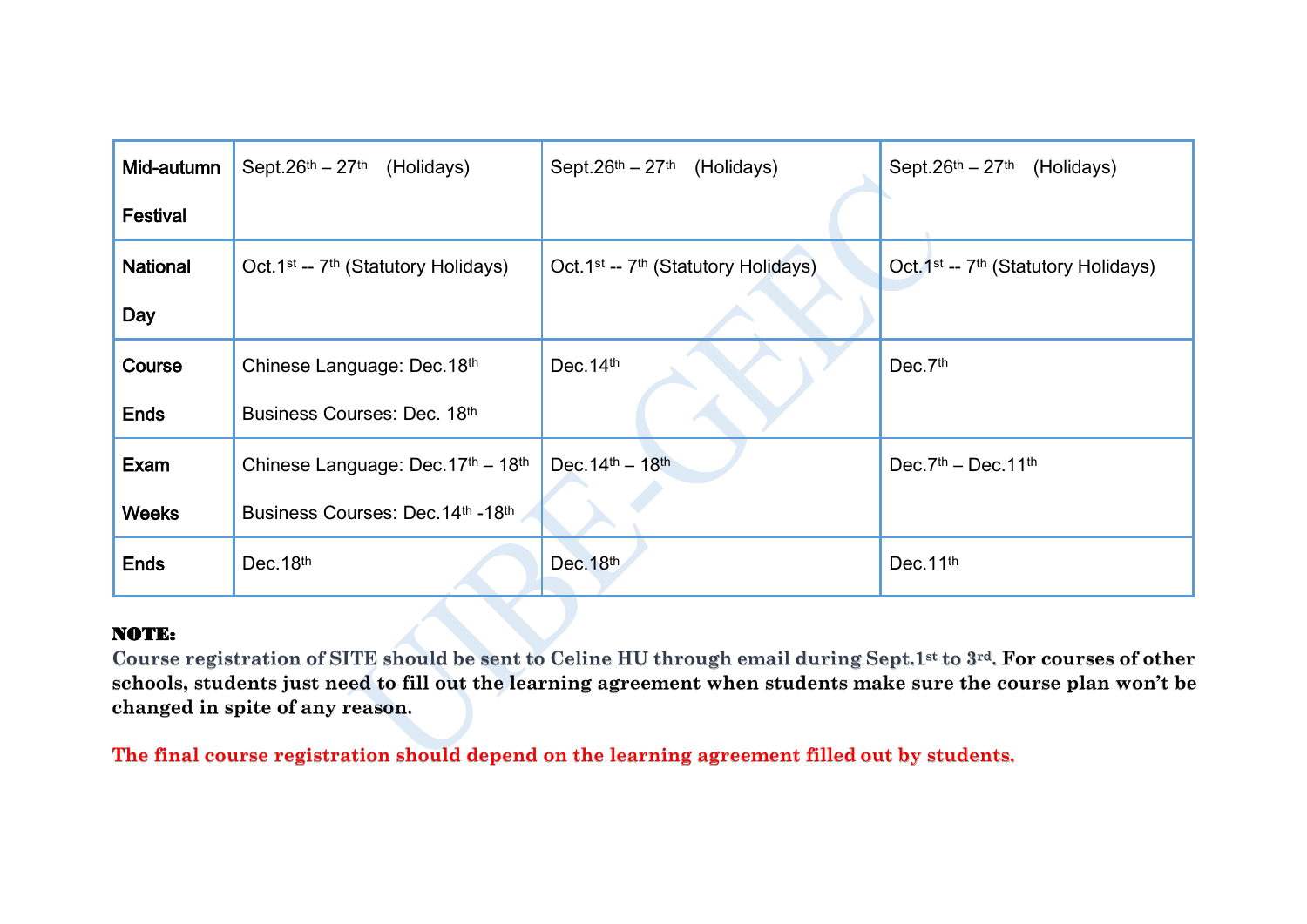| | | | |
|---|---|---|---|
| Mid-autumn Festival | Sept.26th – 27th (Holidays) | Sept.26th – 27th (Holidays) | Sept.26th – 27th (Holidays) |
| National Day | Oct.1st -- 7th (Statutory Holidays) | Oct.1st -- 7th (Statutory Holidays) | Oct.1st -- 7th (Statutory Holidays) |
| Course Ends | Chinese Language: Dec.18th<br>Business Courses: Dec. 18th | Dec.14th | Dec.7th |
| Exam Weeks | Chinese Language: Dec.17th – 18th<br>Business Courses: Dec.14th -18th | Dec.14th – 18th | Dec.7th – Dec.11th |
| Ends | Dec.18th | Dec.18th | Dec.11th |

**NOTE:**

**Course registration of SITE should be sent to Celine HU through email during Sept.1st to 3rd. For courses of other schools, students just need to fill out the learning agreement when students make sure the course plan won't be changed in spite of any reason.**

**The final course registration should depend on the learning agreement filled out by students.**